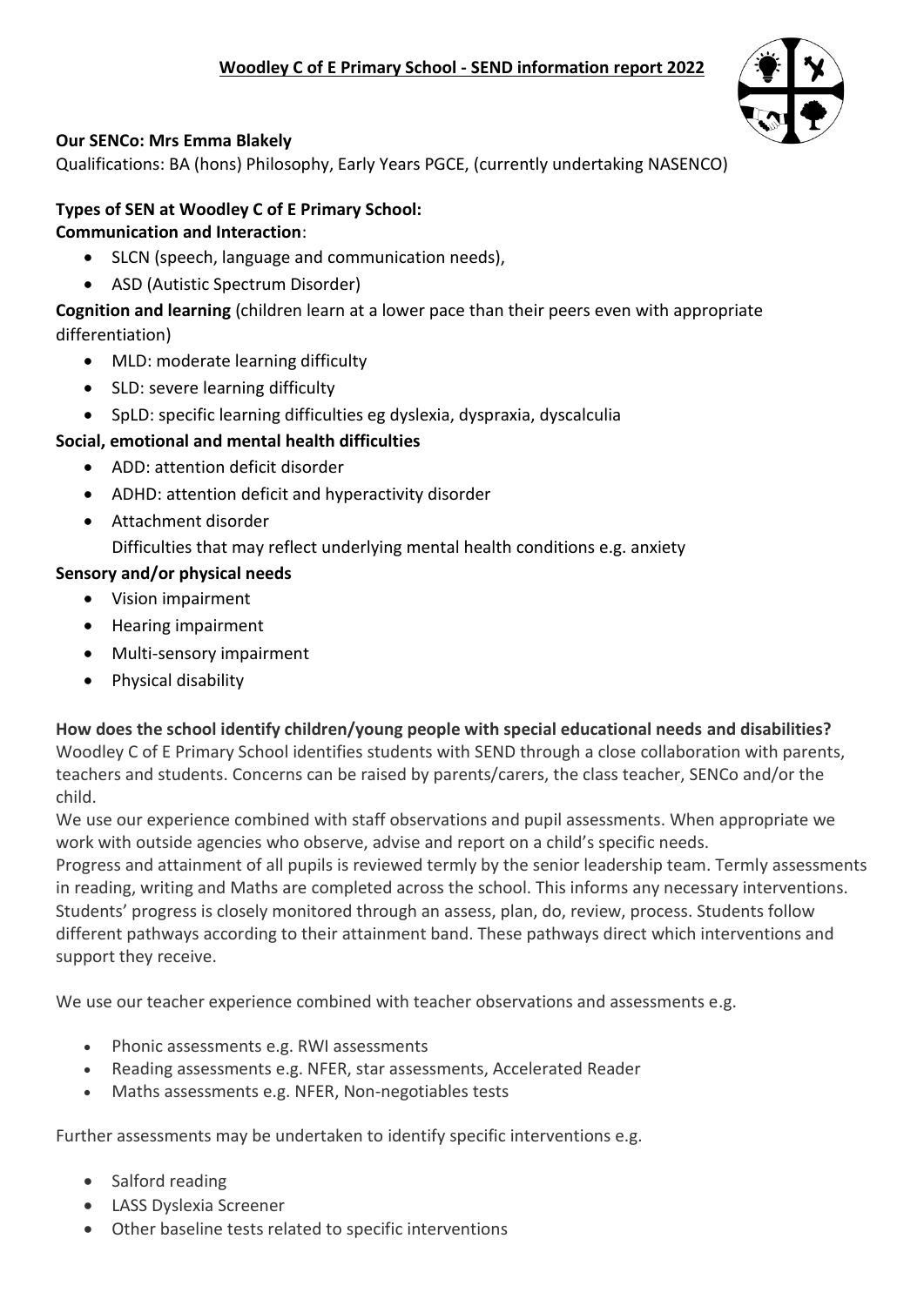# Woodley C of E Primary School - SEND information report 2022

**Our SENCo: Mrs Emma Blakely**

Qualifications: BA (hons) Philosophy, Early Years PGCE, (currently undertaking NASENCO)

**Types of SEN at Woodley C of E Primary School:**

**Communication and Interaction**:

- SLCN (speech, language and communication needs),
- ASD (Autistic Spectrum Disorder)

**Cognition and learning** (children learn at a lower pace than their peers even with appropriate differentiation)

- MLD: moderate learning difficulty
- SLD: severe learning difficulty
- SpLD: specific learning difficulties eg dyslexia, dyspraxia, dyscalculia

**Social, emotional and mental health difficulties**

- ADD: attention deficit disorder
- ADHD: attention deficit and hyperactivity disorder
- Attachment disorder

  Difficulties that may reflect underlying mental health conditions e.g. anxiety

**Sensory and/or physical needs**

- Vision impairment
- Hearing impairment
- Multi-sensory impairment
- Physical disability

**How does the school identify children/young people with special educational needs and disabilities?**

Woodley C of E Primary School identifies students with SEND through a close collaboration with parents, teachers and students. Concerns can be raised by parents/carers, the class teacher, SENCo and/or the child.

We use our experience combined with staff observations and pupil assessments. When appropriate we work with outside agencies who observe, advise and report on a child's specific needs.

Progress and attainment of all pupils is reviewed termly by the senior leadership team. Termly assessments in reading, writing and Maths are completed across the school. This informs any necessary interventions. Students' progress is closely monitored through an assess, plan, do, review, process. Students follow different pathways according to their attainment band. These pathways direct which interventions and support they receive.

We use our teacher experience combined with teacher observations and assessments e.g.

- Phonic assessments e.g. RWI assessments
- Reading assessments e.g. NFER, star assessments, Accelerated Reader
- Maths assessments e.g. NFER, Non-negotiables tests

Further assessments may be undertaken to identify specific interventions e.g.

- Salford reading
- LASS Dyslexia Screener
- Other baseline tests related to specific interventions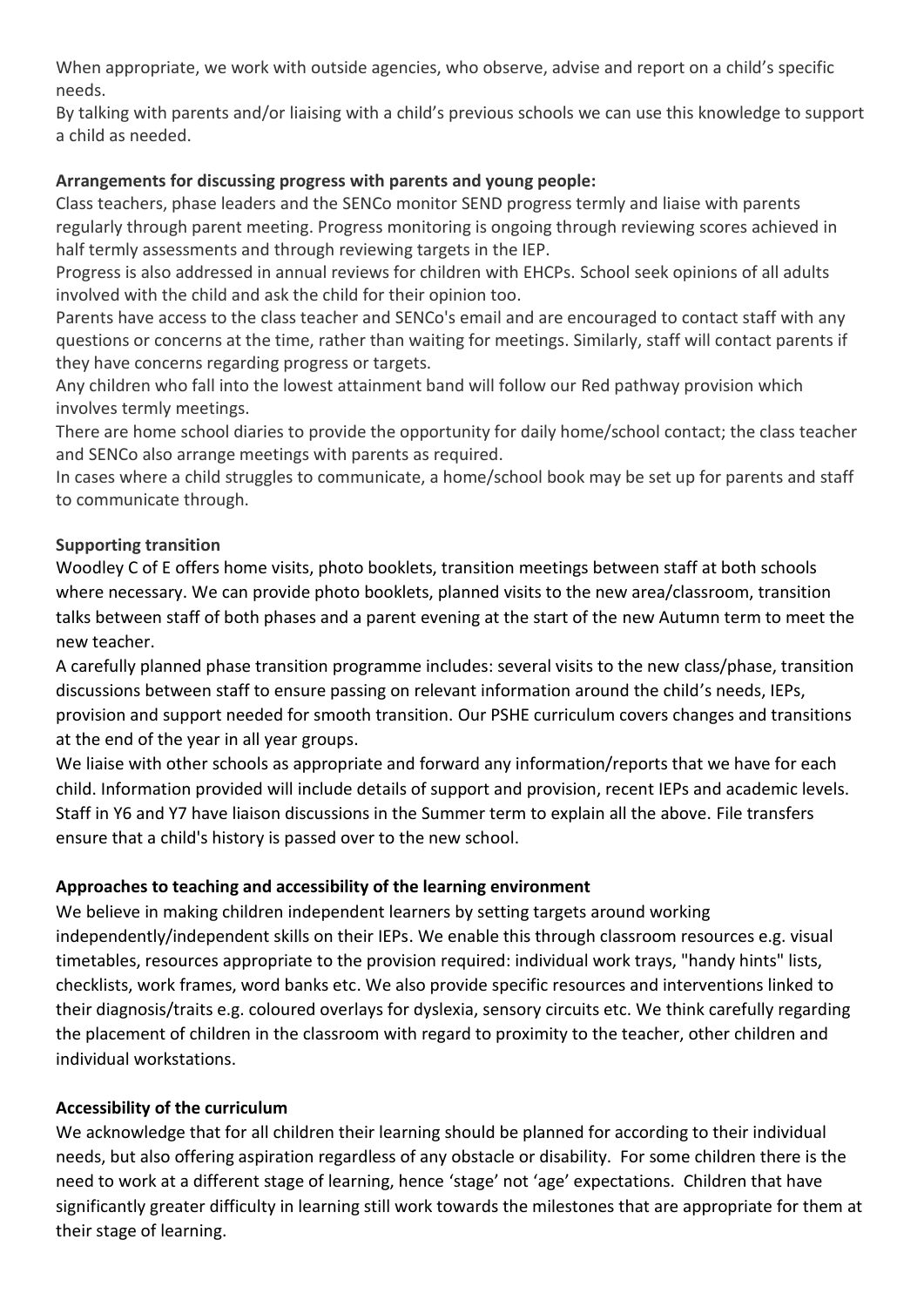When appropriate, we work with outside agencies, who observe, advise and report on a child's specific needs.

By talking with parents and/or liaising with a child's previous schools we can use this knowledge to support a child as needed.

**Arrangements for discussing progress with parents and young people:**

Class teachers, phase leaders and the SENCo monitor SEND progress termly and liaise with parents regularly through parent meeting. Progress monitoring is ongoing through reviewing scores achieved in half termly assessments and through reviewing targets in the IEP.

Progress is also addressed in annual reviews for children with EHCPs. School seek opinions of all adults involved with the child and ask the child for their opinion too.

Parents have access to the class teacher and SENCo's email and are encouraged to contact staff with any questions or concerns at the time, rather than waiting for meetings. Similarly, staff will contact parents if they have concerns regarding progress or targets.

Any children who fall into the lowest attainment band will follow our Red pathway provision which involves termly meetings.

There are home school diaries to provide the opportunity for daily home/school contact; the class teacher and SENCo also arrange meetings with parents as required.

In cases where a child struggles to communicate, a home/school book may be set up for parents and staff to communicate through.

**Supporting transition**

Woodley C of E offers home visits, photo booklets, transition meetings between staff at both schools where necessary. We can provide photo booklets, planned visits to the new area/classroom, transition talks between staff of both phases and a parent evening at the start of the new Autumn term to meet the new teacher.

A carefully planned phase transition programme includes: several visits to the new class/phase, transition discussions between staff to ensure passing on relevant information around the child's needs, IEPs, provision and support needed for smooth transition. Our PSHE curriculum covers changes and transitions at the end of the year in all year groups.

We liaise with other schools as appropriate and forward any information/reports that we have for each child. Information provided will include details of support and provision, recent IEPs and academic levels. Staff in Y6 and Y7 have liaison discussions in the Summer term to explain all the above. File transfers ensure that a child's history is passed over to the new school.

**Approaches to teaching and accessibility of the learning environment**

We believe in making children independent learners by setting targets around working independently/independent skills on their IEPs. We enable this through classroom resources e.g. visual timetables, resources appropriate to the provision required: individual work trays, "handy hints" lists, checklists, work frames, word banks etc. We also provide specific resources and interventions linked to their diagnosis/traits e.g. coloured overlays for dyslexia, sensory circuits etc. We think carefully regarding the placement of children in the classroom with regard to proximity to the teacher, other children and individual workstations.

**Accessibility of the curriculum**

We acknowledge that for all children their learning should be planned for according to their individual needs, but also offering aspiration regardless of any obstacle or disability. For some children there is the need to work at a different stage of learning, hence 'stage' not 'age' expectations. Children that have significantly greater difficulty in learning still work towards the milestones that are appropriate for them at their stage of learning.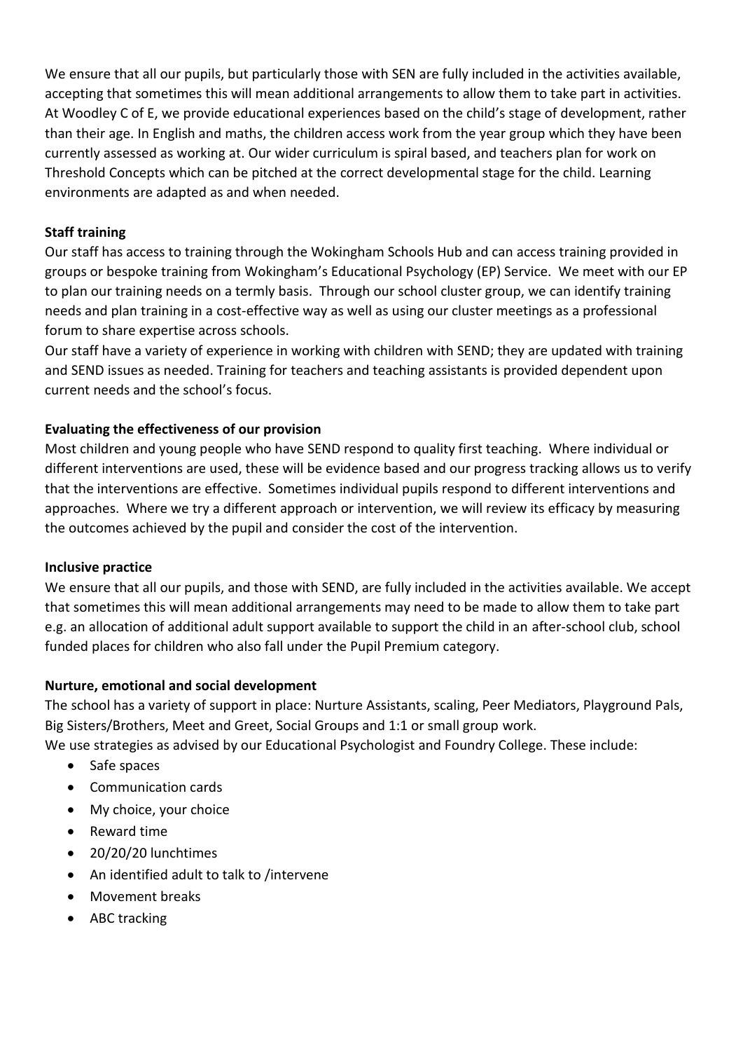We ensure that all our pupils, but particularly those with SEN are fully included in the activities available, accepting that sometimes this will mean additional arrangements to allow them to take part in activities. At Woodley C of E, we provide educational experiences based on the child's stage of development, rather than their age. In English and maths, the children access work from the year group which they have been currently assessed as working at. Our wider curriculum is spiral based, and teachers plan for work on Threshold Concepts which can be pitched at the correct developmental stage for the child. Learning environments are adapted as and when needed.

**Staff training**

Our staff has access to training through the Wokingham Schools Hub and can access training provided in groups or bespoke training from Wokingham's Educational Psychology (EP) Service. We meet with our EP to plan our training needs on a termly basis. Through our school cluster group, we can identify training needs and plan training in a cost-effective way as well as using our cluster meetings as a professional forum to share expertise across schools.

Our staff have a variety of experience in working with children with SEND; they are updated with training and SEND issues as needed. Training for teachers and teaching assistants is provided dependent upon current needs and the school's focus.

**Evaluating the effectiveness of our provision**

Most children and young people who have SEND respond to quality first teaching. Where individual or different interventions are used, these will be evidence based and our progress tracking allows us to verify that the interventions are effective. Sometimes individual pupils respond to different interventions and approaches. Where we try a different approach or intervention, we will review its efficacy by measuring the outcomes achieved by the pupil and consider the cost of the intervention.

**Inclusive practice**

We ensure that all our pupils, and those with SEND, are fully included in the activities available. We accept that sometimes this will mean additional arrangements may need to be made to allow them to take part e.g. an allocation of additional adult support available to support the child in an after-school club, school funded places for children who also fall under the Pupil Premium category.

**Nurture, emotional and social development**

The school has a variety of support in place: Nurture Assistants, scaling, Peer Mediators, Playground Pals, Big Sisters/Brothers, Meet and Greet, Social Groups and 1:1 or small group work.

We use strategies as advised by our Educational Psychologist and Foundry College. These include:

- Safe spaces
- Communication cards
- My choice, your choice
- Reward time
- 20/20/20 lunchtimes
- An identified adult to talk to /intervene
- Movement breaks
- ABC tracking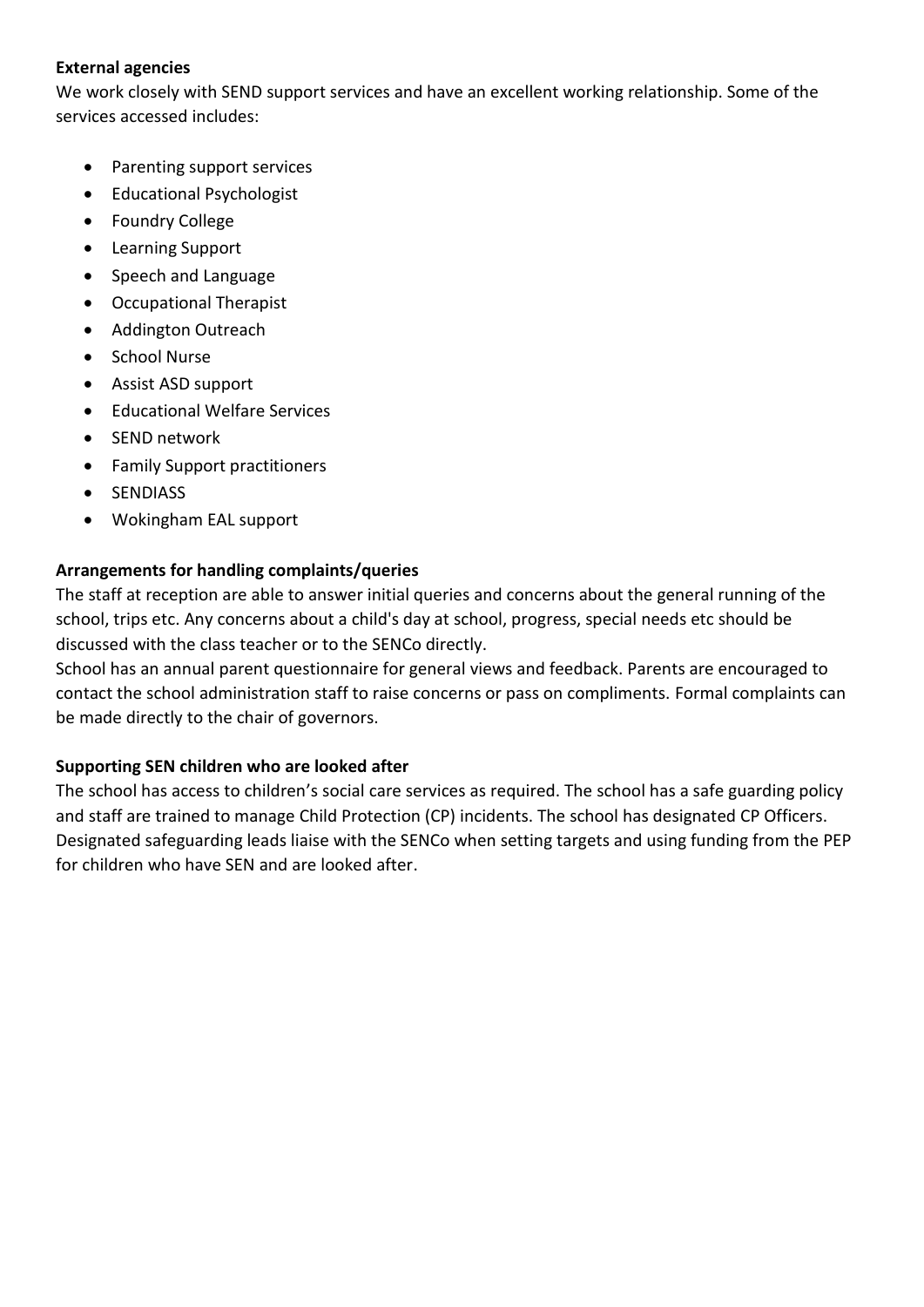**External agencies**

We work closely with SEND support services and have an excellent working relationship. Some of the services accessed includes:

- Parenting support services
- Educational Psychologist
- Foundry College
- Learning Support
- Speech and Language
- Occupational Therapist
- Addington Outreach
- School Nurse
- Assist ASD support
- Educational Welfare Services
- SEND network
- Family Support practitioners
- SENDIASS
- Wokingham EAL support

**Arrangements for handling complaints/queries**

The staff at reception are able to answer initial queries and concerns about the general running of the school, trips etc. Any concerns about a child's day at school, progress, special needs etc should be discussed with the class teacher or to the SENCo directly.

School has an annual parent questionnaire for general views and feedback. Parents are encouraged to contact the school administration staff to raise concerns or pass on compliments. Formal complaints can be made directly to the chair of governors.

**Supporting SEN children who are looked after**

The school has access to children's social care services as required. The school has a safe guarding policy and staff are trained to manage Child Protection (CP) incidents. The school has designated CP Officers. Designated safeguarding leads liaise with the SENCo when setting targets and using funding from the PEP for children who have SEN and are looked after.